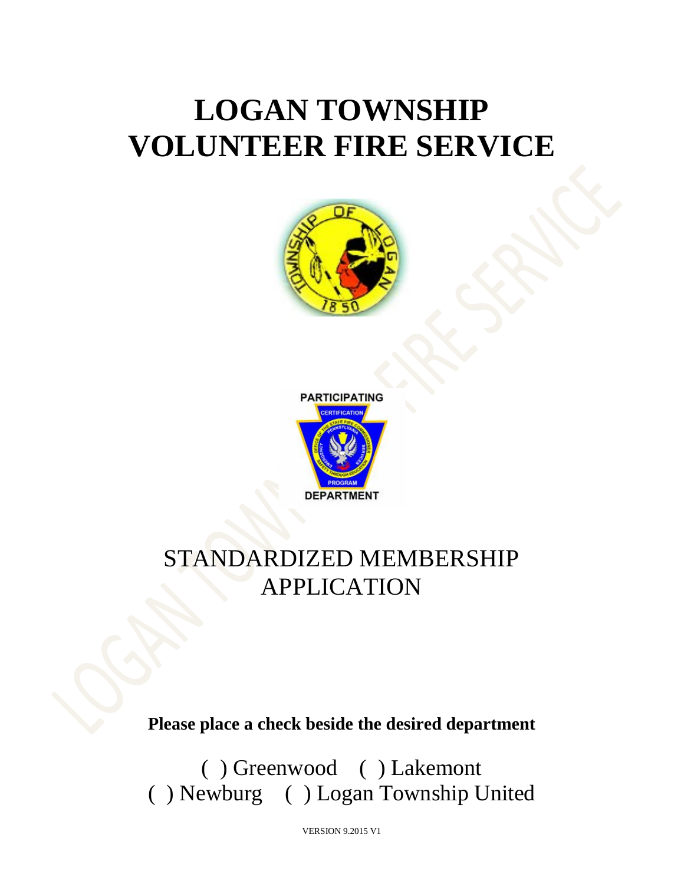# LOGAN TOWNSHIP VOLUNTEER FIRE SERVICE

STANDARDIZED MEMBERSHIP APPLICATION

**Please place a check beside the desired department**

( ) Greenwood ( ) Lakemont
( ) Newburg ( ) Logan Township United

VERSION 9.2015 V1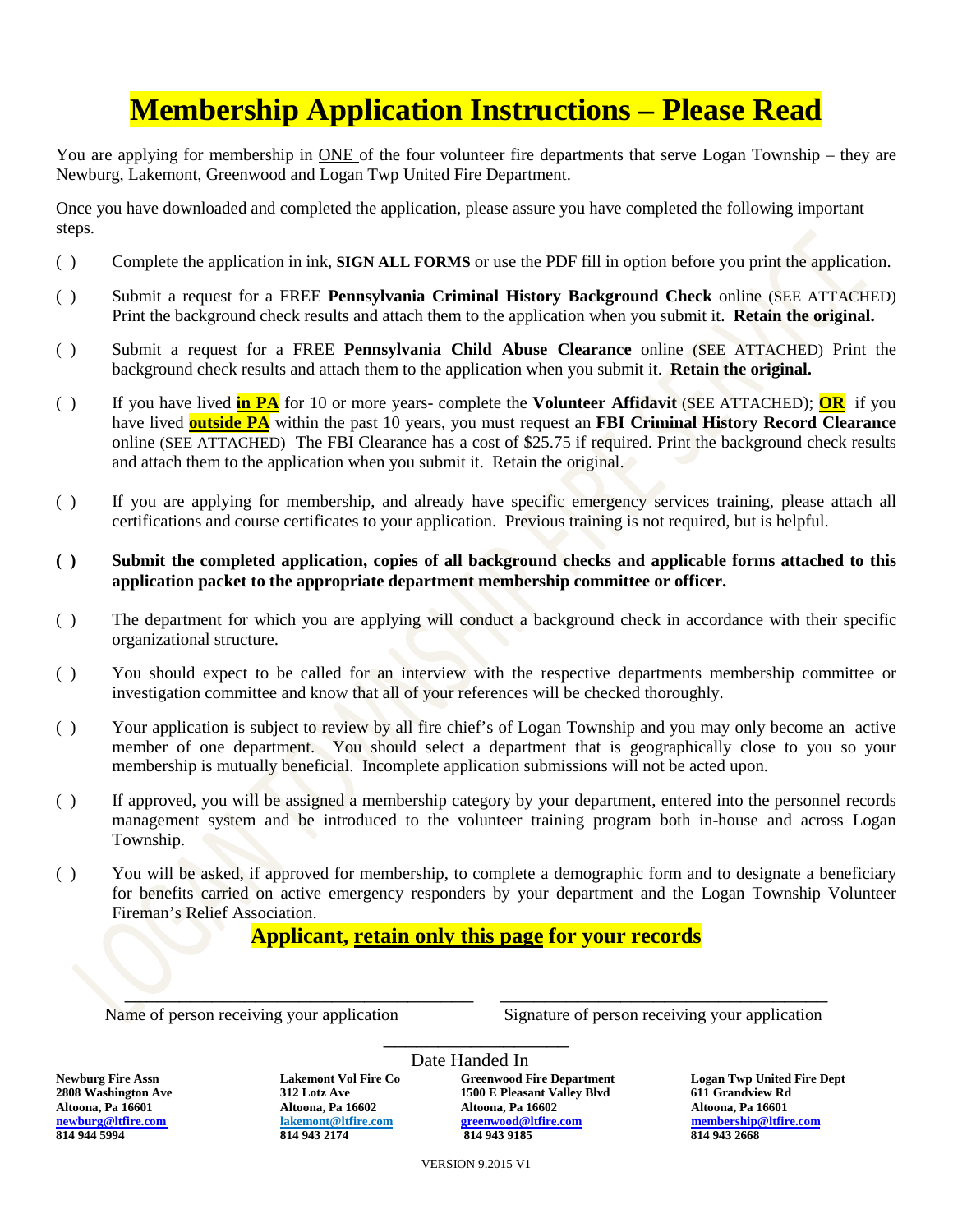# Membership Application Instructions – Please Read

You are applying for membership in ONE of the four volunteer fire departments that serve Logan Township – they are Newburg, Lakemont, Greenwood and Logan Twp United Fire Department.

Once you have downloaded and completed the application, please assure you have completed the following important steps.

( ) Complete the application in ink, **SIGN ALL FORMS** or use the PDF fill in option before you print the application.

( ) Submit a request for a FREE **Pennsylvania Criminal History Background Check** online (SEE ATTACHED) Print the background check results and attach them to the application when you submit it. **Retain the original.**

( ) Submit a request for a FREE **Pennsylvania Child Abuse Clearance** online (SEE ATTACHED) Print the background check results and attach them to the application when you submit it. **Retain the original.**

( ) If you have lived **in PA** for 10 or more years- complete the **Volunteer Affidavit** (SEE ATTACHED); **OR** if you have lived **outside PA** within the past 10 years, you must request an **FBI Criminal History Record Clearance** online (SEE ATTACHED) The FBI Clearance has a cost of $25.75 if required. Print the background check results and attach them to the application when you submit it. Retain the original.

( ) If you are applying for membership, and already have specific emergency services training, please attach all certifications and course certificates to your application. Previous training is not required, but is helpful.

**( ) Submit the completed application, copies of all background checks and applicable forms attached to this application packet to the appropriate department membership committee or officer.**

( ) The department for which you are applying will conduct a background check in accordance with their specific organizational structure.

( ) You should expect to be called for an interview with the respective departments membership committee or investigation committee and know that all of your references will be checked thoroughly.

( ) Your application is subject to review by all fire chief's of Logan Township and you may only become an active member of one department. You should select a department that is geographically close to you so your membership is mutually beneficial. Incomplete application submissions will not be acted upon.

( ) If approved, you will be assigned a membership category by your department, entered into the personnel records management system and be introduced to the volunteer training program both in-house and across Logan Township.

( ) You will be asked, if approved for membership, to complete a demographic form and to designate a beneficiary for benefits carried on active emergency responders by your department and the Logan Township Volunteer Fireman's Relief Association.

**Applicant, retain only this page for your records**

\_\_\_\_\_\_\_\_\_\_\_\_\_\_\_\_\_\_\_\_\_\_\_\_\_\_\_\_\_\_\_\_\_\_\_\_\_\_\_\_ Name of person receiving your application

\_\_\_\_\_\_\_\_\_\_\_\_\_\_\_\_\_\_\_\_\_\_\_\_\_\_\_\_\_\_\_\_\_\_\_\_\_\_\_\_ Signature of person receiving your application

\_\_\_\_\_\_\_\_\_\_\_\_\_\_\_\_\_\_\_\_ Date Handed In

| Newburg Fire Assn | Lakemont Vol Fire Co | Greenwood Fire Department | Logan Twp United Fire Dept |
|---|---|---|---|
| 2808 Washington Ave | 312 Lotz Ave | 1500 E Pleasant Valley Blvd | 611 Grandview Rd |
| Altoona, Pa 16601 | Altoona, Pa 16602 | Altoona, Pa 16602 | Altoona, Pa 16601 |
| newburg@ltfire.com | lakemont@ltfire.com | greenwood@ltfire.com | membership@ltfire.com |
| 814 944 5994 | 814 943 2174 | 814 943 9185 | 814 943 2668 |

VERSION 9.2015 V1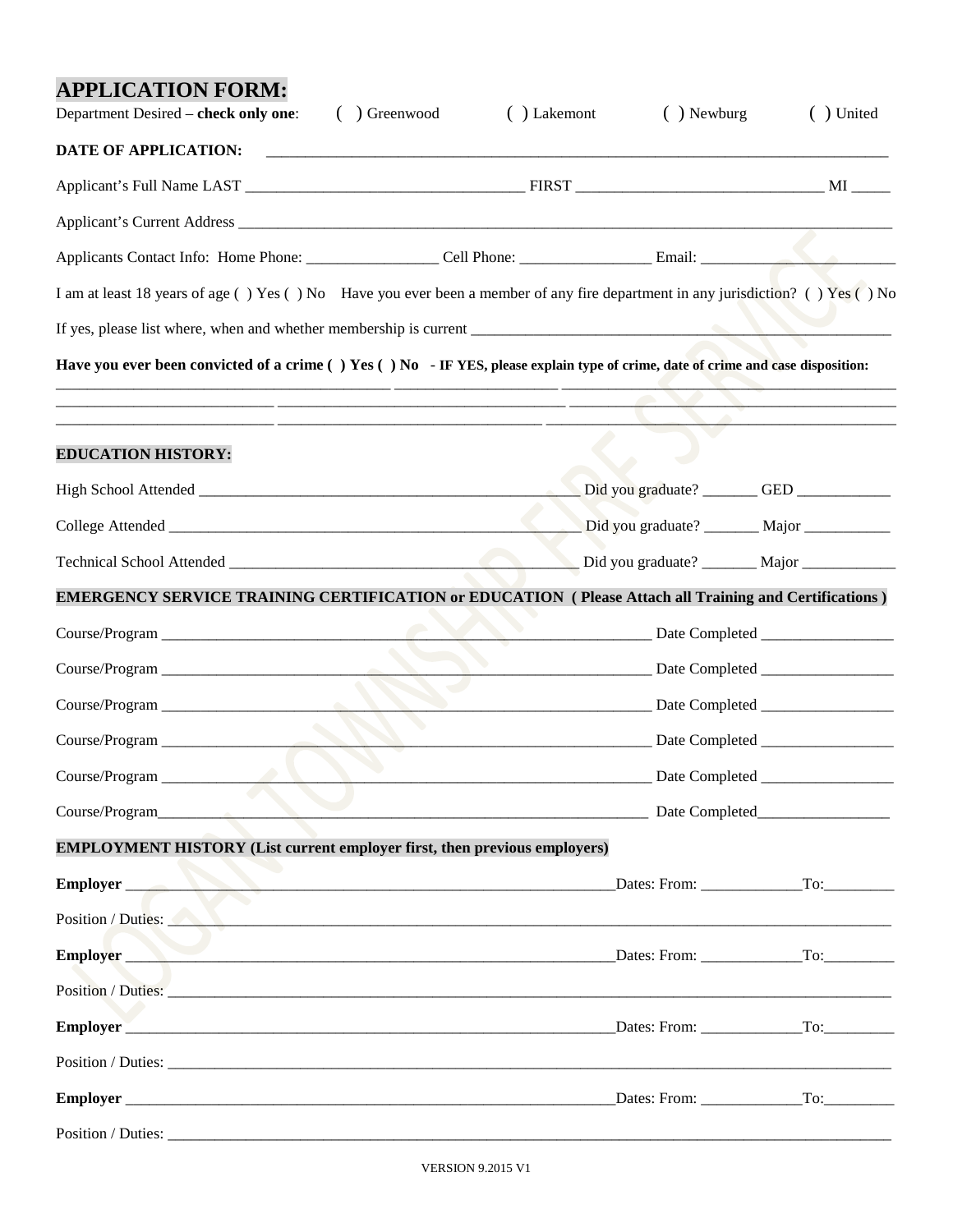## APPLICATION FORM:

Department Desired – **check only one**: ( ) Greenwood ( ) Lakemont ( ) Newburg ( ) United

**DATE OF APPLICATION:** ___________________________________________________________________________

Applicant's Full Name LAST ___________________________________ FIRST ________________________________ MI _____

Applicant's Current Address ___________________________________________________________________________________________

Applicants Contact Info: Home Phone: _________________ Cell Phone: _________________ Email: __________________________

I am at least 18 years of age ( ) Yes ( ) No Have you ever been a member of any fire department in any jurisdiction? ( ) Yes ( ) No

If yes, please list where, when and whether membership is current _______________________________________________________

**Have you ever been convicted of a crime ( ) Yes ( ) No - IF YES, please explain type of crime, date of crime and case disposition:**

__________________________________________ ______________________ _____________________________________________

___________________________ ____________________________________ _____________________________________________

___________________________ _________________________________ ______________________________________________

### EDUCATION HISTORY:

High School Attended _________________________________________________ Did you graduate? _______ GED ____________

College Attended _____________________________________________________ Did you graduate? _______ Major ___________

Technical School Attended ____________________________________________ Did you graduate? _______ Major ____________

### EMERGENCY SERVICE TRAINING CERTIFICATION or EDUCATION ( Please Attach all Training and Certifications )

Course/Program ______________________________________________________________ Date Completed _________________

Course/Program ______________________________________________________________ Date Completed _________________

Course/Program ______________________________________________________________ Date Completed _________________

Course/Program ______________________________________________________________ Date Completed _________________

Course/Program ______________________________________________________________ Date Completed _________________

Course/Program______________________________________________________________ Date Completed_________________

### EMPLOYMENT HISTORY (List current employer first, then previous employers)

**Employer** _________________________________________________________________Dates: From: _____________To:_________

Position / Duties: __________________________________________________________________________________________________

**Employer** _________________________________________________________________Dates: From: _____________To:_________

Position / Duties: __________________________________________________________________________________________________

**Employer** _________________________________________________________________Dates: From: _____________To:_________

Position / Duties: __________________________________________________________________________________________________

**Employer** _________________________________________________________________Dates: From: _____________To:_________

Position / Duties: __________________________________________________________________________________________________

VERSION 9.2015 V1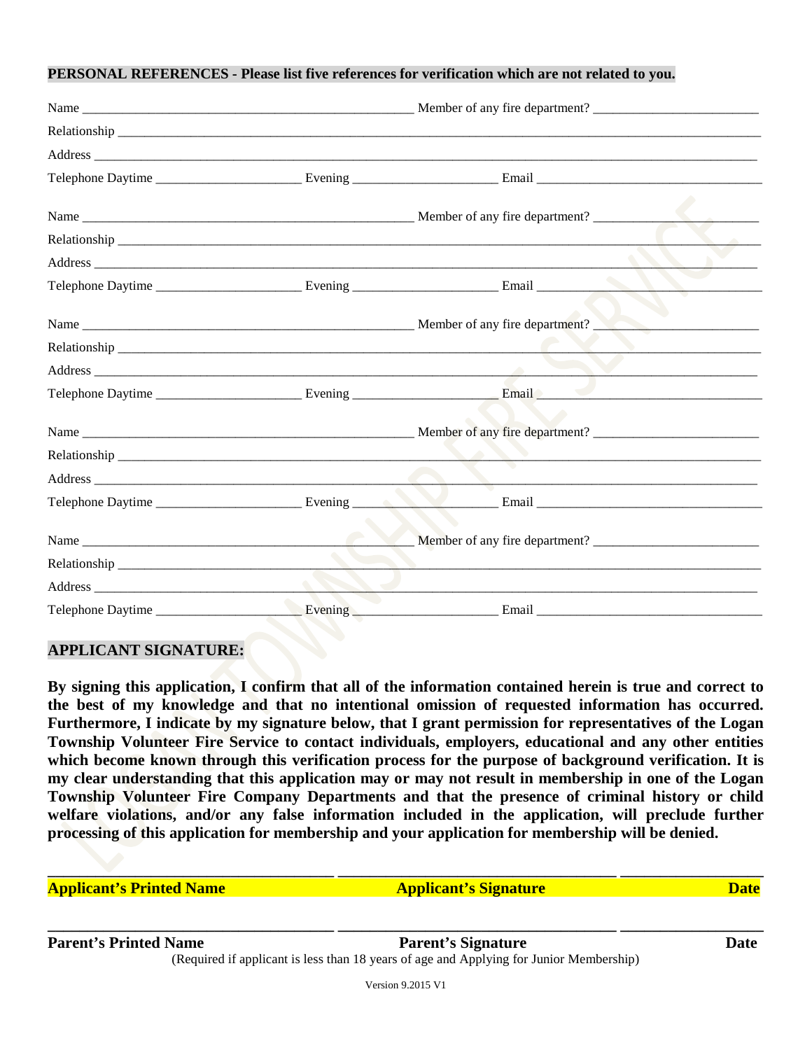**PERSONAL REFERENCES - Please list five references for verification which are not related to you.**

Name ________________________________________________ Member of any fire department? ________________________

Relationship ______________________________________________________________________________________________

Address __________________________________________________________________________________________________

Telephone Daytime ____________________ Evening ____________________ Email __________________________________

Name ________________________________________________ Member of any fire department? ________________________

Relationship ______________________________________________________________________________________________

Address __________________________________________________________________________________________________

Telephone Daytime ____________________ Evening ____________________ Email __________________________________

Name ________________________________________________ Member of any fire department? ________________________

Relationship ______________________________________________________________________________________________

Address __________________________________________________________________________________________________

Telephone Daytime ____________________ Evening ____________________ Email __________________________________

Name ________________________________________________ Member of any fire department? ________________________

Relationship ______________________________________________________________________________________________

Address __________________________________________________________________________________________________

Telephone Daytime ____________________ Evening ____________________ Email __________________________________

Name ________________________________________________ Member of any fire department? ________________________

Relationship ______________________________________________________________________________________________

Address __________________________________________________________________________________________________

Telephone Daytime ____________________ Evening ____________________ Email __________________________________

**APPLICANT SIGNATURE:**

**By signing this application, I confirm that all of the information contained herein is true and correct to the best of my knowledge and that no intentional omission of requested information has occurred. Furthermore, I indicate by my signature below, that I grant permission for representatives of the Logan Township Volunteer Fire Service to contact individuals, employers, educational and any other entities which become known through this verification process for the purpose of background verification. It is my clear understanding that this application may or may not result in membership in one of the Logan Township Volunteer Fire Company Departments and that the presence of criminal history or child welfare violations, and/or any false information included in the application, will preclude further processing of this application for membership and your application for membership will be denied.**

____________________________________ ____________________________________ ____________________

**Applicant's Printed Name** | **Applicant's Signature** | **Date**

____________________________________ ____________________________________ ____________________

**Parent's Printed Name** | **Parent's Signature** | **Date**

(Required if applicant is less than 18 years of age and Applying for Junior Membership)

Version 9.2015 V1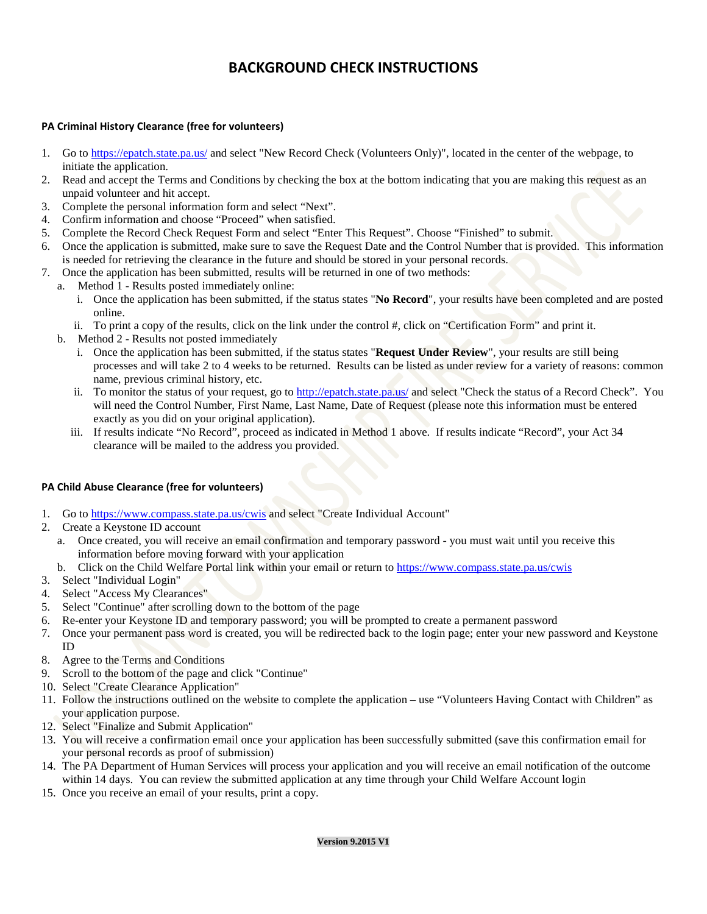# BACKGROUND CHECK INSTRUCTIONS

### PA Criminal History Clearance (free for volunteers)

1. Go to https://epatch.state.pa.us/ and select "New Record Check (Volunteers Only)", located in the center of the webpage, to initiate the application.
2. Read and accept the Terms and Conditions by checking the box at the bottom indicating that you are making this request as an unpaid volunteer and hit accept.
3. Complete the personal information form and select "Next".
4. Confirm information and choose "Proceed" when satisfied.
5. Complete the Record Check Request Form and select "Enter This Request". Choose "Finished" to submit.
6. Once the application is submitted, make sure to save the Request Date and the Control Number that is provided. This information is needed for retrieving the clearance in the future and should be stored in your personal records.
7. Once the application has been submitted, results will be returned in one of two methods:
   a. Method 1 - Results posted immediately online:
      i. Once the application has been submitted, if the status states "**No Record**", your results have been completed and are posted online.
      ii. To print a copy of the results, click on the link under the control #, click on "Certification Form" and print it.
   b. Method 2 - Results not posted immediately
      i. Once the application has been submitted, if the status states "**Request Under Review**", your results are still being processes and will take 2 to 4 weeks to be returned. Results can be listed as under review for a variety of reasons: common name, previous criminal history, etc.
      ii. To monitor the status of your request, go to http://epatch.state.pa.us/ and select "Check the status of a Record Check". You will need the Control Number, First Name, Last Name, Date of Request (please note this information must be entered exactly as you did on your original application).
      iii. If results indicate "No Record", proceed as indicated in Method 1 above. If results indicate "Record", your Act 34 clearance will be mailed to the address you provided.

### PA Child Abuse Clearance (free for volunteers)

1. Go to https://www.compass.state.pa.us/cwis and select "Create Individual Account"
2. Create a Keystone ID account
   a. Once created, you will receive an email confirmation and temporary password - you must wait until you receive this information before moving forward with your application
   b. Click on the Child Welfare Portal link within your email or return to https://www.compass.state.pa.us/cwis
3. Select "Individual Login"
4. Select "Access My Clearances"
5. Select "Continue" after scrolling down to the bottom of the page
6. Re-enter your Keystone ID and temporary password; you will be prompted to create a permanent password
7. Once your permanent pass word is created, you will be redirected back to the login page; enter your new password and Keystone ID
8. Agree to the Terms and Conditions
9. Scroll to the bottom of the page and click "Continue"
10. Select "Create Clearance Application"
11. Follow the instructions outlined on the website to complete the application – use "Volunteers Having Contact with Children" as your application purpose.
12. Select "Finalize and Submit Application"
13. You will receive a confirmation email once your application has been successfully submitted (save this confirmation email for your personal records as proof of submission)
14. The PA Department of Human Services will process your application and you will receive an email notification of the outcome within 14 days. You can review the submitted application at any time through your Child Welfare Account login
15. Once you receive an email of your results, print a copy.

**Version 9.2015 V1**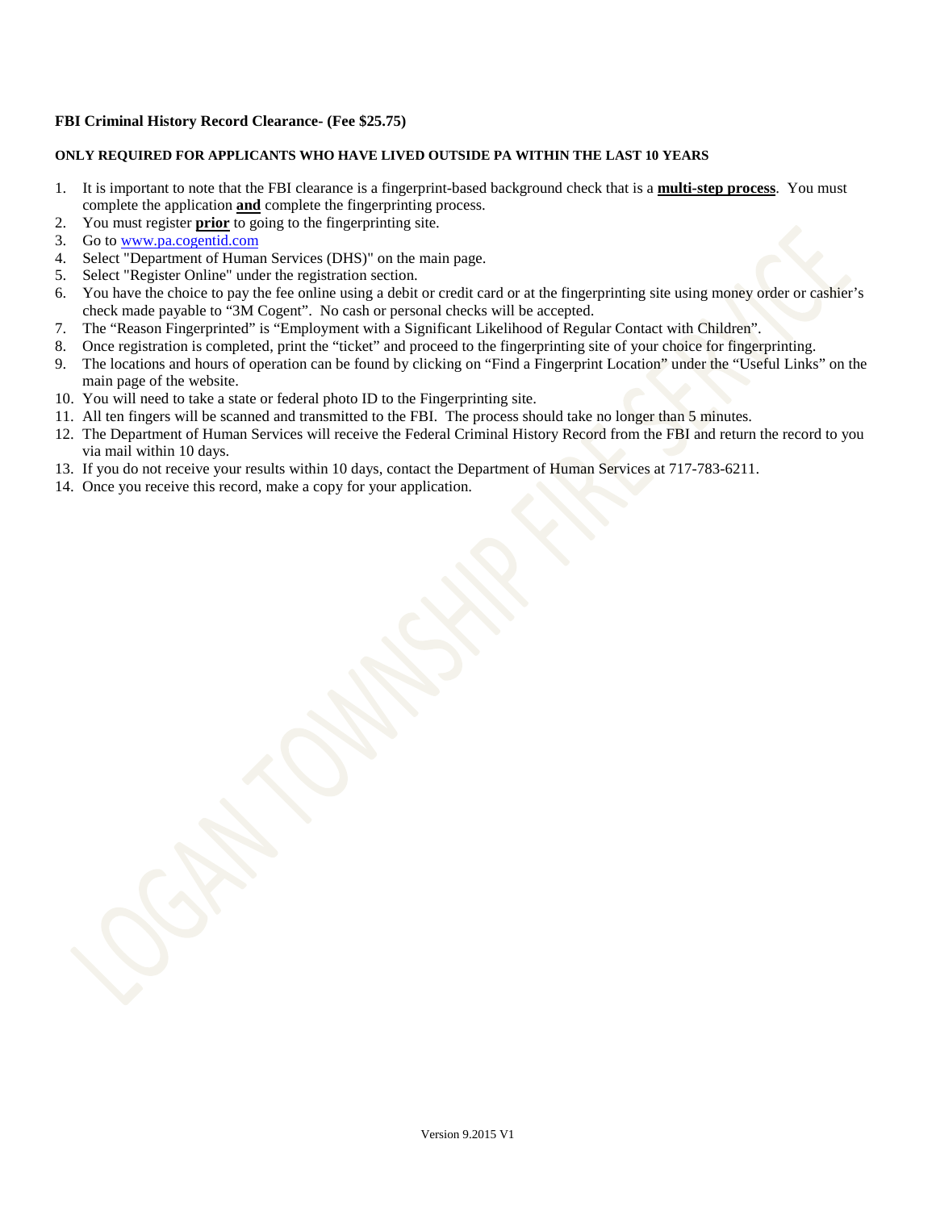**FBI Criminal History Record Clearance- (Fee $25.75)**

**ONLY REQUIRED FOR APPLICANTS WHO HAVE LIVED OUTSIDE PA WITHIN THE LAST 10 YEARS**

1. It is important to note that the FBI clearance is a fingerprint-based background check that is a **multi-step process**. You must complete the application **and** complete the fingerprinting process.
2. You must register **prior** to going to the fingerprinting site.
3. Go to www.pa.cogentid.com
4. Select "Department of Human Services (DHS)" on the main page.
5. Select "Register Online" under the registration section.
6. You have the choice to pay the fee online using a debit or credit card or at the fingerprinting site using money order or cashier's check made payable to "3M Cogent". No cash or personal checks will be accepted.
7. The "Reason Fingerprinted" is "Employment with a Significant Likelihood of Regular Contact with Children".
8. Once registration is completed, print the "ticket" and proceed to the fingerprinting site of your choice for fingerprinting.
9. The locations and hours of operation can be found by clicking on "Find a Fingerprint Location" under the "Useful Links" on the main page of the website.
10. You will need to take a state or federal photo ID to the Fingerprinting site.
11. All ten fingers will be scanned and transmitted to the FBI. The process should take no longer than 5 minutes.
12. The Department of Human Services will receive the Federal Criminal History Record from the FBI and return the record to you via mail within 10 days.
13. If you do not receive your results within 10 days, contact the Department of Human Services at 717-783-6211.
14. Once you receive this record, make a copy for your application.

Version 9.2015 V1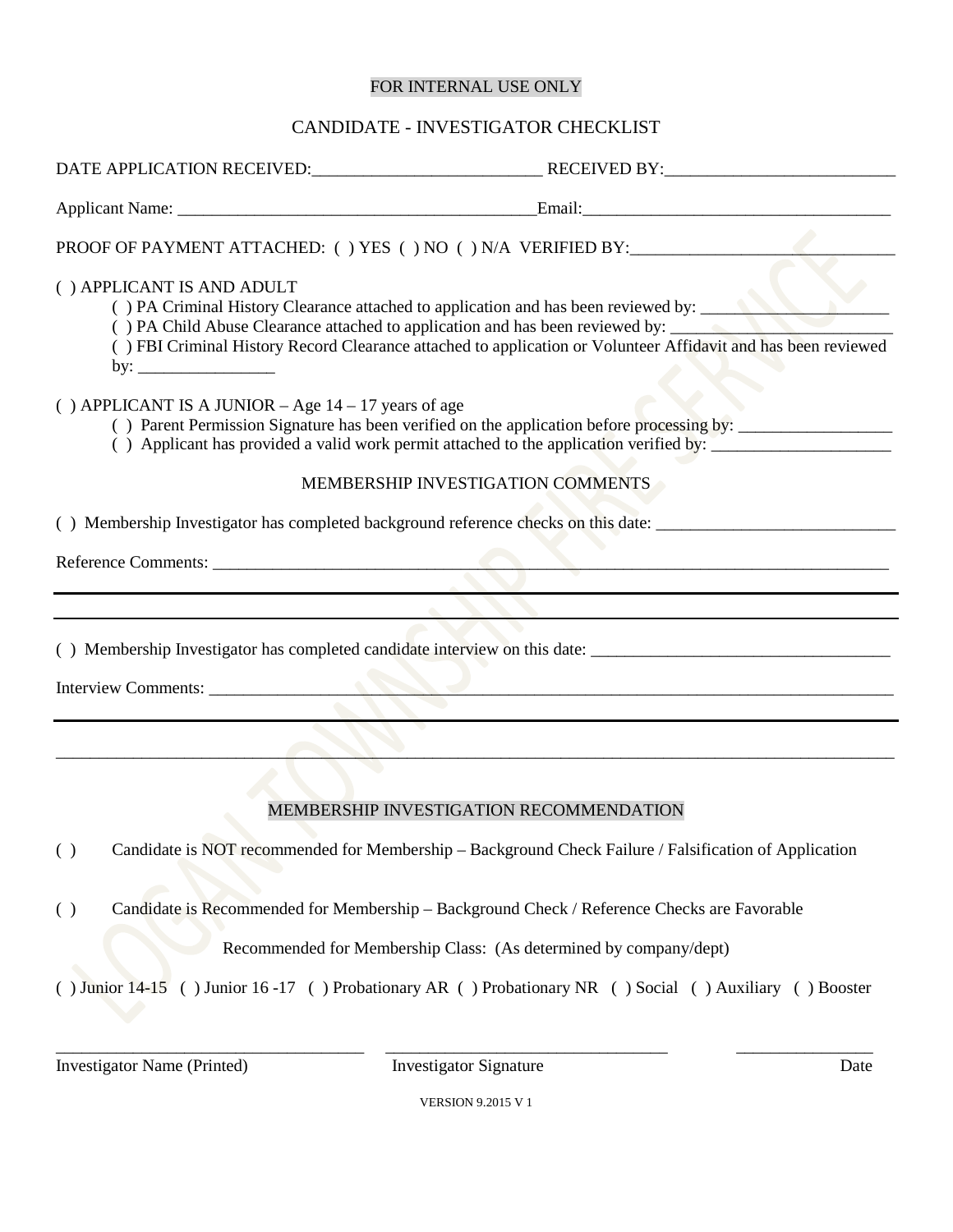FOR INTERNAL USE ONLY

CANDIDATE - INVESTIGATOR CHECKLIST

DATE APPLICATION RECEIVED:___________________________ RECEIVED BY:___________________________

Applicant Name: ___________________________________________Email:___________________________________

PROOF OF PAYMENT ATTACHED: ( ) YES ( ) NO ( ) N/A VERIFIED BY:_______________________________

( ) APPLICANT IS AND ADULT

- ( ) PA Criminal History Clearance attached to application and has been reviewed by: ______________________
- ( ) PA Child Abuse Clearance attached to application and has been reviewed by: __________________________
- ( ) FBI Criminal History Record Clearance attached to application or Volunteer Affidavit and has been reviewed by: ________________

( ) APPLICANT IS A JUNIOR – Age 14 – 17 years of age

- ( ) Parent Permission Signature has been verified on the application before processing by: __________________
- ( ) Applicant has provided a valid work permit attached to the application verified by: _____________________

MEMBERSHIP INVESTIGATION COMMENTS

( ) Membership Investigator has completed background reference checks on this date: ____________________________

Reference Comments: ______________________________________________________________________________

______________________________________________________________________________________________

______________________________________________________________________________________________

( ) Membership Investigator has completed candidate interview on this date: ___________________________________

Interview Comments: ______________________________________________________________________________

______________________________________________________________________________________________

______________________________________________________________________________________________

MEMBERSHIP INVESTIGATION RECOMMENDATION

( ) Candidate is NOT recommended for Membership – Background Check Failure / Falsification of Application

( ) Candidate is Recommended for Membership – Background Check / Reference Checks are Favorable

Recommended for Membership Class: (As determined by company/dept)

( ) Junior 14-15 ( ) Junior 16 -17 ( ) Probationary AR ( ) Probationary NR ( ) Social ( ) Auxiliary ( ) Booster

_____________________________________ _________________________________ ________________

Investigator Name (Printed) Investigator Signature Date

VERSION 9.2015 V 1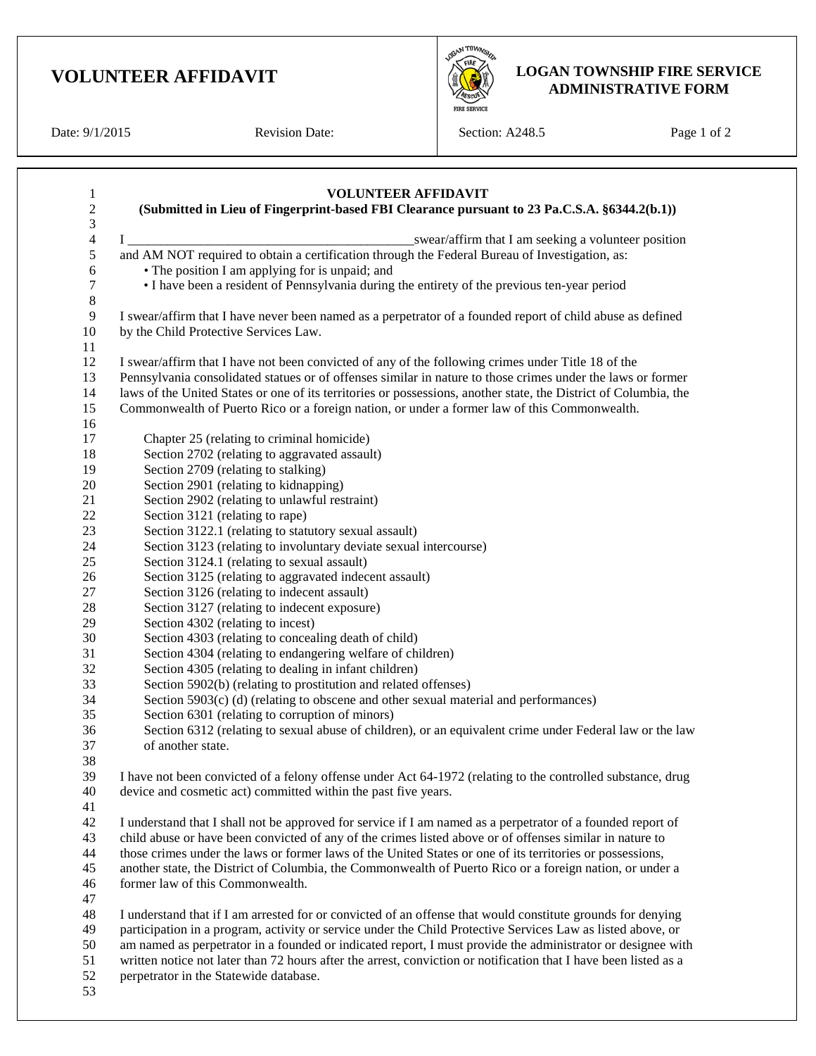# VOLUNTEER AFFIDAVIT

**LOGAN TOWNSHIP FIRE SERVICE ADMINISTRATIVE FORM**

| Date: 9/1/2015 | Revision Date: | Section: A248.5 | Page 1 of 2 |
|---|---|---|---|

## VOLUNTEER AFFIDAVIT

**(Submitted in Lieu of Fingerprint-based FBI Clearance pursuant to 23 Pa.C.S.A. §6344.2(b.1))**

I ____________________________________________swear/affirm that I am seeking a volunteer position and AM NOT required to obtain a certification through the Federal Bureau of Investigation, as:

- The position I am applying for is unpaid; and
- I have been a resident of Pennsylvania during the entirety of the previous ten-year period

I swear/affirm that I have never been named as a perpetrator of a founded report of child abuse as defined by the Child Protective Services Law.

I swear/affirm that I have not been convicted of any of the following crimes under Title 18 of the Pennsylvania consolidated statues or of offenses similar in nature to those crimes under the laws or former laws of the United States or one of its territories or possessions, another state, the District of Columbia, the Commonwealth of Puerto Rico or a foreign nation, or under a former law of this Commonwealth.

Chapter 25 (relating to criminal homicide)
Section 2702 (relating to aggravated assault)
Section 2709 (relating to stalking)
Section 2901 (relating to kidnapping)
Section 2902 (relating to unlawful restraint)
Section 3121 (relating to rape)
Section 3122.1 (relating to statutory sexual assault)
Section 3123 (relating to involuntary deviate sexual intercourse)
Section 3124.1 (relating to sexual assault)
Section 3125 (relating to aggravated indecent assault)
Section 3126 (relating to indecent assault)
Section 3127 (relating to indecent exposure)
Section 4302 (relating to incest)
Section 4303 (relating to concealing death of child)
Section 4304 (relating to endangering welfare of children)
Section 4305 (relating to dealing in infant children)
Section 5902(b) (relating to prostitution and related offenses)
Section 5903(c) (d) (relating to obscene and other sexual material and performances)
Section 6301 (relating to corruption of minors)
Section 6312 (relating to sexual abuse of children), or an equivalent crime under Federal law or the law of another state.

I have not been convicted of a felony offense under Act 64-1972 (relating to the controlled substance, drug device and cosmetic act) committed within the past five years.

I understand that I shall not be approved for service if I am named as a perpetrator of a founded report of child abuse or have been convicted of any of the crimes listed above or of offenses similar in nature to those crimes under the laws or former laws of the United States or one of its territories or possessions, another state, the District of Columbia, the Commonwealth of Puerto Rico or a foreign nation, or under a former law of this Commonwealth.

I understand that if I am arrested for or convicted of an offense that would constitute grounds for denying participation in a program, activity or service under the Child Protective Services Law as listed above, or am named as perpetrator in a founded or indicated report, I must provide the administrator or designee with written notice not later than 72 hours after the arrest, conviction or notification that I have been listed as a perpetrator in the Statewide database.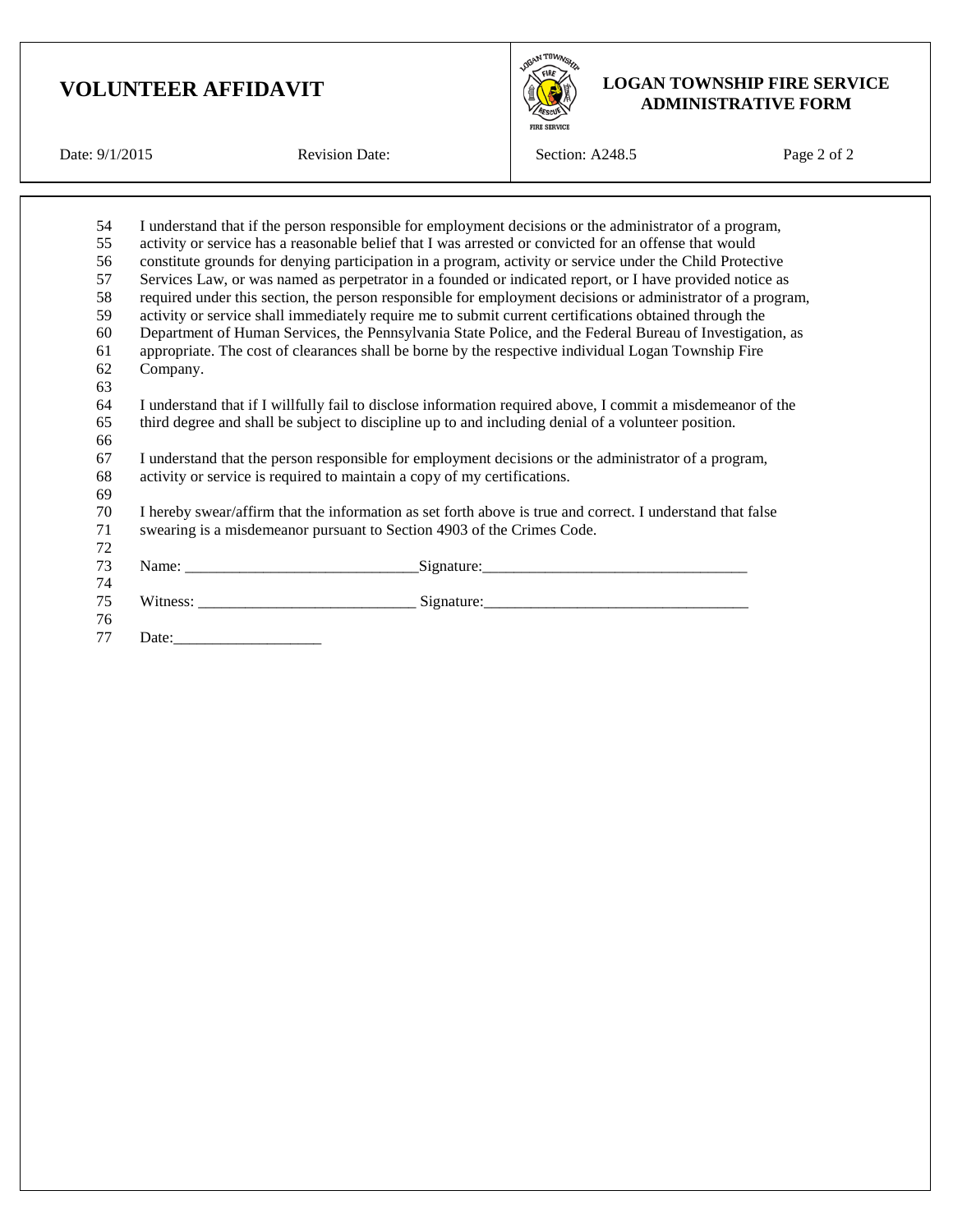# VOLUNTEER AFFIDAVIT

**LOGAN TOWNSHIP FIRE SERVICE ADMINISTRATIVE FORM**

Date: 9/1/2015 Revision Date: Section: A248.5

I understand that if the person responsible for employment decisions or the administrator of a program, activity or service has a reasonable belief that I was arrested or convicted for an offense that would constitute grounds for denying participation in a program, activity or service under the Child Protective Services Law, or was named as perpetrator in a founded or indicated report, or I have provided notice as required under this section, the person responsible for employment decisions or administrator of a program, activity or service shall immediately require me to submit current certifications obtained through the Department of Human Services, the Pennsylvania State Police, and the Federal Bureau of Investigation, as appropriate. The cost of clearances shall be borne by the respective individual Logan Township Fire Company.

I understand that if I willfully fail to disclose information required above, I commit a misdemeanor of the third degree and shall be subject to discipline up to and including denial of a volunteer position.

I understand that the person responsible for employment decisions or the administrator of a program, activity or service is required to maintain a copy of my certifications.

I hereby swear/affirm that the information as set forth above is true and correct. I understand that false swearing is a misdemeanor pursuant to Section 4903 of the Crimes Code.

Name: ______________________________ Signature: __________________________________

Witness: ____________________________ Signature: __________________________________

Date: ___________________